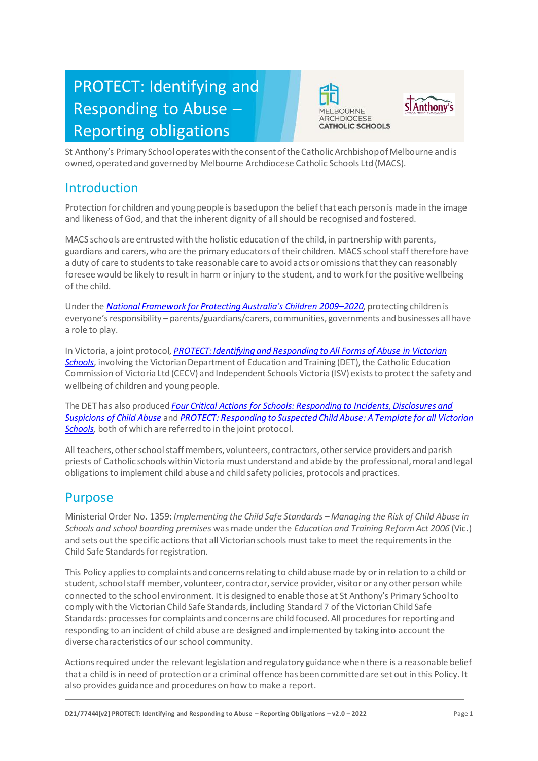# PROTECT: Identifying and Responding to Abuse – Reporting obligations

St Anthony's Primary School operates with the consent of the Catholic Archbishop of Melbourne and is owned, operated and governed by Melbourne Archdiocese Catholic Schools Ltd (MACS).

## Introduction

Protection for children and young people is based upon the belief that each person is made in the image and likeness of God, and that the inherent dignity of all should be recognised and fostered.

MACS schools are entrusted with the holistic education of the child, in partnership with parents, guardians and carers, who are the primary educators of their children. MACS school staff therefore have a duty of care to students to take reasonable care to avoid acts or omissions that they can reasonably foresee would be likely to result in harm or injury to the student, and to work for the positive wellbeing of the child.

Under the *National Framework for Protecting Australia's Children 2009–2020*, protecting children is everyone's responsibility – parents/guardians/carers, communities, governments and businesses all have a role to play.

In Victoria, a joint protocol, *PROTECT: Identifying and Responding to All Forms of Abuse in Victorian Schools*, involving the Victorian Department of Education and Training (DET), the Catholic Education Commission of Victoria Ltd (CECV) and Independent Schools Victoria (ISV) exists to protect the safety and wellbeing of children and young people.

The DET has also produced *Four Critical Actions for Schools: Responding to Incidents, Disclosures and Suspicions of Child Abuse* and *PROTECT: Responding to Suspected Child Abuse: A Template for all Victorian Schools*, both of which are referred to in the joint protocol.

All teachers, other school staff members, volunteers, contractors, other service providers and parish priests of Catholic schools within Victoria must understand and abide by the professional, moral and legal obligations to implement child abuse and child safety policies, protocols and practices.

## Purpose

Ministerial Order No. 1359: *Implementing the Child Safe Standards – Managing the Risk of Child Abuse in Schools and school boarding premises* was made under the *Education and Training Reform Act 2006* (Vic.) and sets out the specific actions that all Victorian schools must take to meet the requirements in the Child Safe Standards for registration.

This Policy applies to complaints and concerns relating to child abuse made by or in relation to a child or student, school staff member, volunteer, contractor, service provider, visitor or any other person while connected to the school environment. It is designed to enable those at St Anthony's Primary School to comply with the Victorian Child Safe Standards, including Standard 7 of the Victorian Child Safe Standards: processes for complaints and concerns are child focused. All procedures for reporting and responding to an incident of child abuse are designed and implemented by taking into account the diverse characteristics of our school community.

Actions required under the relevant legislation and regulatory guidance when there is a reasonable belief that a child is in need of protection or a criminal offence has been committed are set out in this Policy. It also provides guidance and procedures on how to make a report.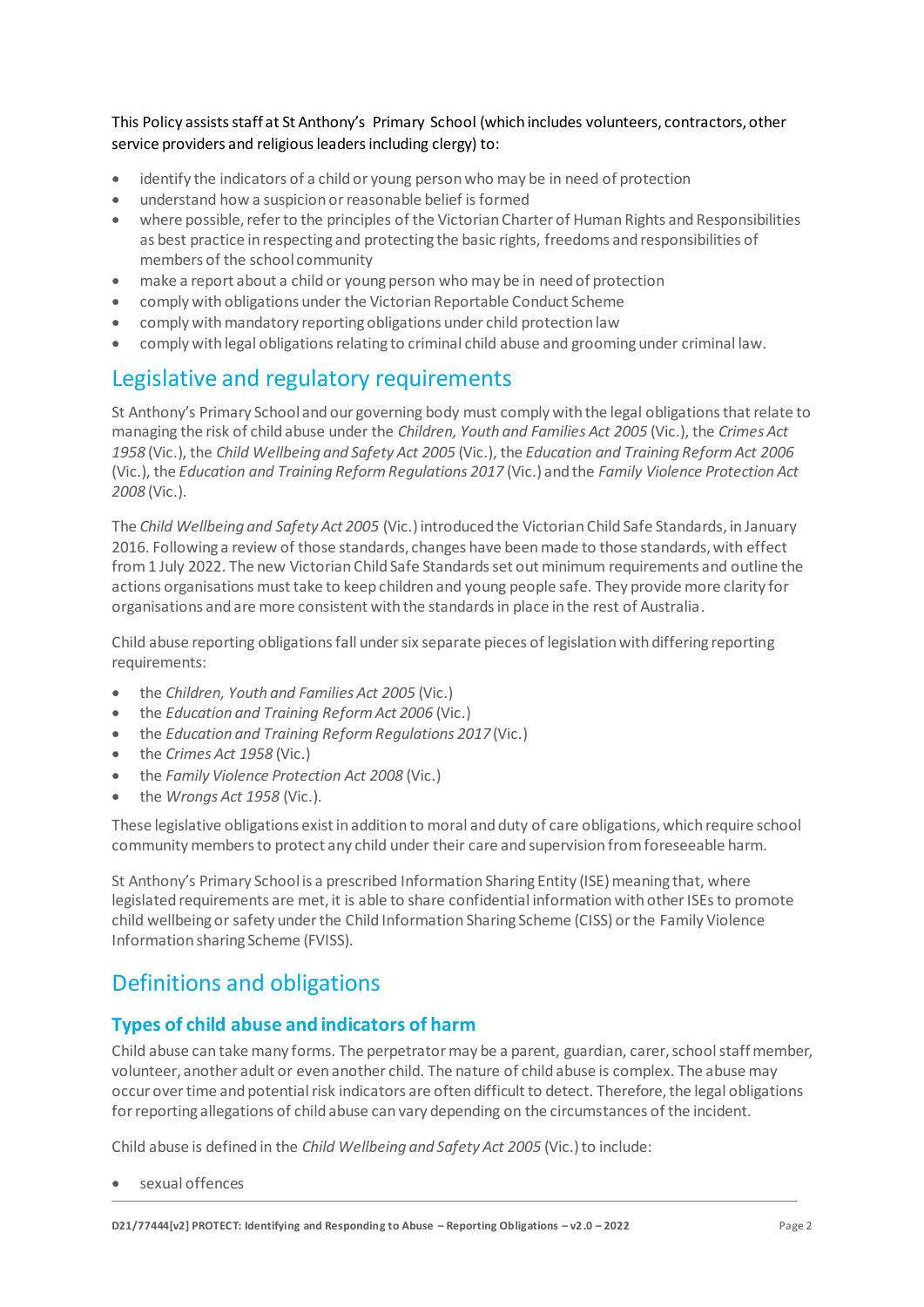This Policy assists staff at St Anthony's Primary School (which includes volunteers, contractors, other service providers and religious leaders including clergy) to:

- identify the indicators of a child or young person who may be in need of protection
- understand how a suspicion or reasonable belief is formed
- where possible, refer to the principles of the Victorian Charter of Human Rights and Responsibilities as best practice in respecting and protecting the basic rights, freedoms and responsibilities of members of the school community
- make a report about a child or young person who may be in need of protection
- comply with obligations under the Victorian Reportable Conduct Scheme
- comply with mandatory reporting obligations under child protection law
- comply with legal obligations relating to criminal child abuse and grooming under criminal law.

## Legislative and regulatory requirements

St Anthony's Primary School and our governing body must comply with the legal obligations that relate to managing the risk of child abuse under the *Children, Youth and Families Act 2005* (Vic.), the *Crimes Act 1958* (Vic.), the *Child Wellbeing and Safety Act 2005* (Vic.), the *Education and Training Reform Act 2006* (Vic.), the *Education and Training Reform Regulations 2017* (Vic.) and the *Family Violence Protection Act 2008* (Vic.).

The *Child Wellbeing and Safety Act 2005* (Vic.) introduced the Victorian Child Safe Standards, in January 2016. Following a review of those standards, changes have been made to those standards, with effect from 1 July 2022. The new Victorian Child Safe Standards set out minimum requirements and outline the actions organisations must take to keep children and young people safe. They provide more clarity for organisations and are more consistent with the standards in place in the rest of Australia.

Child abuse reporting obligations fall under six separate pieces of legislation with differing reporting requirements:

- the *Children, Youth and Families Act 2005* (Vic.)
- the *Education and Training Reform Act 2006* (Vic.)
- the *Education and Training Reform Regulations 2017* (Vic.)
- the *Crimes Act 1958* (Vic.)
- the *Family Violence Protection Act 2008* (Vic.)
- the *Wrongs Act 1958* (Vic.).

These legislative obligations exist in addition to moral and duty of care obligations, which require school community members to protect any child under their care and supervision from foreseeable harm.

St Anthony's Primary School is a prescribed Information Sharing Entity (ISE) meaning that, where legislated requirements are met, it is able to share confidential information with other ISEs to promote child wellbeing or safety under the Child Information Sharing Scheme (CISS) or the Family Violence Information sharing Scheme (FVISS).

## Definitions and obligations

### Types of child abuse and indicators of harm

Child abuse can take many forms. The perpetrator may be a parent, guardian, carer, school staff member, volunteer, another adult or even another child. The nature of child abuse is complex. The abuse may occur over time and potential risk indicators are often difficult to detect. Therefore, the legal obligations for reporting allegations of child abuse can vary depending on the circumstances of the incident.

Child abuse is defined in the *Child Wellbeing and Safety Act 2005* (Vic.) to include:

- sexual offences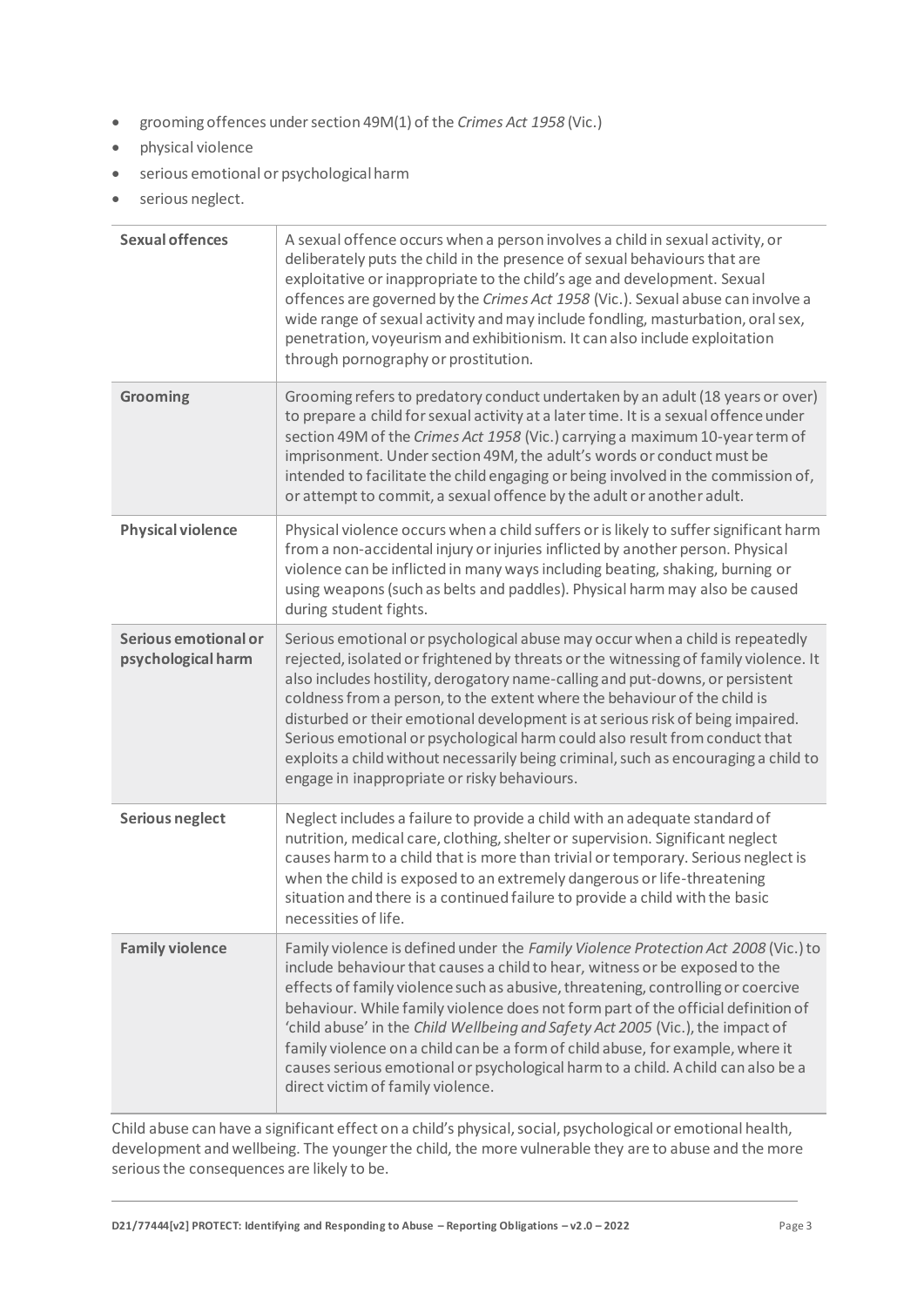- grooming offences under section 49M(1) of the *Crimes Act 1958* (Vic.)
- physical violence
- serious emotional or psychological harm
- serious neglect.

| | |
|---|---|
| **Sexual offences** | A sexual offence occurs when a person involves a child in sexual activity, or deliberately puts the child in the presence of sexual behaviours that are exploitative or inappropriate to the child's age and development. Sexual offences are governed by the *Crimes Act 1958* (Vic.). Sexual abuse can involve a wide range of sexual activity and may include fondling, masturbation, oral sex, penetration, voyeurism and exhibitionism. It can also include exploitation through pornography or prostitution. |
| **Grooming** | Grooming refers to predatory conduct undertaken by an adult (18 years or over) to prepare a child for sexual activity at a later time. It is a sexual offence under section 49M of the *Crimes Act 1958* (Vic.) carrying a maximum 10-year term of imprisonment. Under section 49M, the adult's words or conduct must be intended to facilitate the child engaging or being involved in the commission of, or attempt to commit, a sexual offence by the adult or another adult. |
| **Physical violence** | Physical violence occurs when a child suffers or is likely to suffer significant harm from a non-accidental injury or injuries inflicted by another person. Physical violence can be inflicted in many ways including beating, shaking, burning or using weapons (such as belts and paddles). Physical harm may also be caused during student fights. |
| **Serious emotional or psychological harm** | Serious emotional or psychological abuse may occur when a child is repeatedly rejected, isolated or frightened by threats or the witnessing of family violence. It also includes hostility, derogatory name-calling and put-downs, or persistent coldness from a person, to the extent where the behaviour of the child is disturbed or their emotional development is at serious risk of being impaired. Serious emotional or psychological harm could also result from conduct that exploits a child without necessarily being criminal, such as encouraging a child to engage in inappropriate or risky behaviours. |
| **Serious neglect** | Neglect includes a failure to provide a child with an adequate standard of nutrition, medical care, clothing, shelter or supervision. Significant neglect causes harm to a child that is more than trivial or temporary. Serious neglect is when the child is exposed to an extremely dangerous or life-threatening situation and there is a continued failure to provide a child with the basic necessities of life. |
| **Family violence** | Family violence is defined under the *Family Violence Protection Act 2008* (Vic.) to include behaviour that causes a child to hear, witness or be exposed to the effects of family violence such as abusive, threatening, controlling or coercive behaviour. While family violence does not form part of the official definition of 'child abuse' in the *Child Wellbeing and Safety Act 2005* (Vic.), the impact of family violence on a child can be a form of child abuse, for example, where it causes serious emotional or psychological harm to a child. A child can also be a direct victim of family violence. |

Child abuse can have a significant effect on a child's physical, social, psychological or emotional health, development and wellbeing. The younger the child, the more vulnerable they are to abuse and the more serious the consequences are likely to be.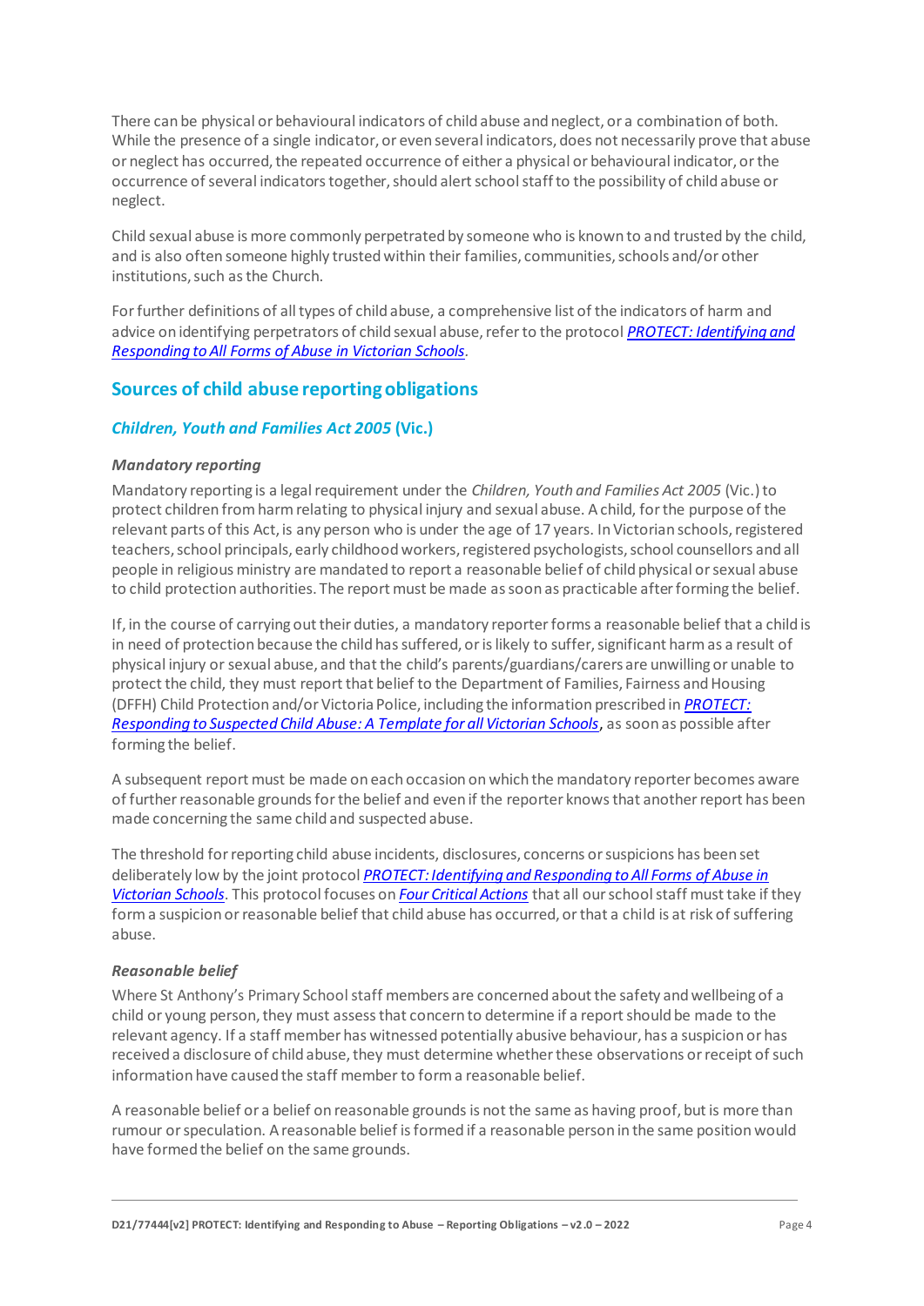There can be physical or behavioural indicators of child abuse and neglect, or a combination of both. While the presence of a single indicator, or even several indicators, does not necessarily prove that abuse or neglect has occurred, the repeated occurrence of either a physical or behavioural indicator, or the occurrence of several indicators together, should alert school staff to the possibility of child abuse or neglect.

Child sexual abuse is more commonly perpetrated by someone who is known to and trusted by the child, and is also often someone highly trusted within their families, communities, schools and/or other institutions, such as the Church.

For further definitions of all types of child abuse, a comprehensive list of the indicators of harm and advice on identifying perpetrators of child sexual abuse, refer to the protocol *PROTECT: Identifying and Responding to All Forms of Abuse in Victorian Schools*.

## Sources of child abuse reporting obligations

### *Children, Youth and Families Act 2005* (Vic.)

#### *Mandatory reporting*

Mandatory reporting is a legal requirement under the *Children, Youth and Families Act 2005* (Vic.) to protect children from harm relating to physical injury and sexual abuse. A child, for the purpose of the relevant parts of this Act, is any person who is under the age of 17 years. In Victorian schools, registered teachers, school principals, early childhood workers, registered psychologists, school counsellors and all people in religious ministry are mandated to report a reasonable belief of child physical or sexual abuse to child protection authorities. The report must be made as soon as practicable after forming the belief.

If, in the course of carrying out their duties, a mandatory reporter forms a reasonable belief that a child is in need of protection because the child has suffered, or is likely to suffer, significant harm as a result of physical injury or sexual abuse, and that the child's parents/guardians/carers are unwilling or unable to protect the child, they must report that belief to the Department of Families, Fairness and Housing (DFFH) Child Protection and/or Victoria Police, including the information prescribed in *PROTECT: Responding to Suspected Child Abuse: A Template for all Victorian Schools*, as soon as possible after forming the belief.

A subsequent report must be made on each occasion on which the mandatory reporter becomes aware of further reasonable grounds for the belief and even if the reporter knows that another report has been made concerning the same child and suspected abuse.

The threshold for reporting child abuse incidents, disclosures, concerns or suspicions has been set deliberately low by the joint protocol *PROTECT: Identifying and Responding to All Forms of Abuse in Victorian Schools*. This protocol focuses on *Four Critical Actions* that all our school staff must take if they form a suspicion or reasonable belief that child abuse has occurred, or that a child is at risk of suffering abuse.

#### *Reasonable belief*

Where St Anthony's Primary School staff members are concerned about the safety and wellbeing of a child or young person, they must assess that concern to determine if a report should be made to the relevant agency. If a staff member has witnessed potentially abusive behaviour, has a suspicion or has received a disclosure of child abuse, they must determine whether these observations or receipt of such information have caused the staff member to form a reasonable belief.

A reasonable belief or a belief on reasonable grounds is not the same as having proof, but is more than rumour or speculation. A reasonable belief is formed if a reasonable person in the same position would have formed the belief on the same grounds.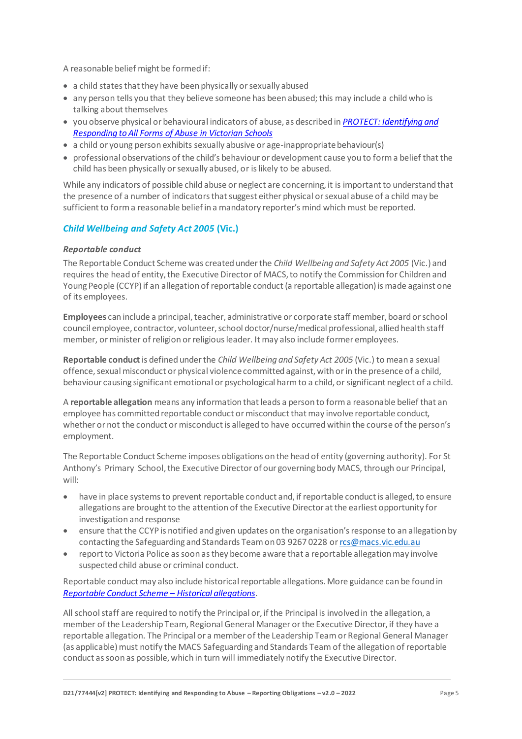A reasonable belief might be formed if:

- a child states that they have been physically or sexually abused
- any person tells you that they believe someone has been abused; this may include a child who is talking about themselves
- you observe physical or behavioural indicators of abuse, as described in [*PROTECT: Identifying and Responding to All Forms of Abuse in Victorian Schools*]()
- a child or young person exhibits sexually abusive or age-inappropriate behaviour(s)
- professional observations of the child's behaviour or development cause you to form a belief that the child has been physically or sexually abused, or is likely to be abused.

While any indicators of possible child abuse or neglect are concerning, it is important to understand that the presence of a number of indicators that suggest either physical or sexual abuse of a child may be sufficient to form a reasonable belief in a mandatory reporter's mind which must be reported.

### *Child Wellbeing and Safety Act 2005* (Vic.)

#### *Reportable conduct*

The Reportable Conduct Scheme was created under the *Child Wellbeing and Safety Act 2005* (Vic.) and requires the head of entity, the Executive Director of MACS, to notify the Commission for Children and Young People (CCYP) if an allegation of reportable conduct (a reportable allegation) is made against one of its employees.

**Employees** can include a principal, teacher, administrative or corporate staff member, board or school council employee, contractor, volunteer, school doctor/nurse/medical professional, allied health staff member, or minister of religion or religious leader. It may also include former employees.

**Reportable conduct** is defined under the *Child Wellbeing and Safety Act 2005* (Vic.) to mean a sexual offence, sexual misconduct or physical violence committed against, with or in the presence of a child, behaviour causing significant emotional or psychological harm to a child, or significant neglect of a child.

A **reportable allegation** means any information that leads a person to form a reasonable belief that an employee has committed reportable conduct or misconduct that may involve reportable conduct, whether or not the conduct or misconduct is alleged to have occurred within the course of the person's employment.

The Reportable Conduct Scheme imposes obligations on the head of entity (governing authority). For St Anthony's Primary School, the Executive Director of our governing body MACS, through our Principal, will:

- have in place systems to prevent reportable conduct and, if reportable conduct is alleged, to ensure allegations are brought to the attention of the Executive Director at the earliest opportunity for investigation and response
- ensure that the CCYP is notified and given updates on the organisation's response to an allegation by contacting the Safeguarding and Standards Team on 03 9267 0228 or [rcs@macs.vic.edu.au](mailto:rcs@macs.vic.edu.au)
- report to Victoria Police as soon as they become aware that a reportable allegation may involve suspected child abuse or criminal conduct.

Reportable conduct may also include historical reportable allegations. More guidance can be found in [*Reportable Conduct Scheme – Historical allegations*]().

All school staff are required to notify the Principal or, if the Principal is involved in the allegation, a member of the Leadership Team, Regional General Manager or the Executive Director, if they have a reportable allegation. The Principal or a member of the Leadership Team or Regional General Manager (as applicable) must notify the MACS Safeguarding and Standards Team of the allegation of reportable conduct as soon as possible, which in turn will immediately notify the Executive Director.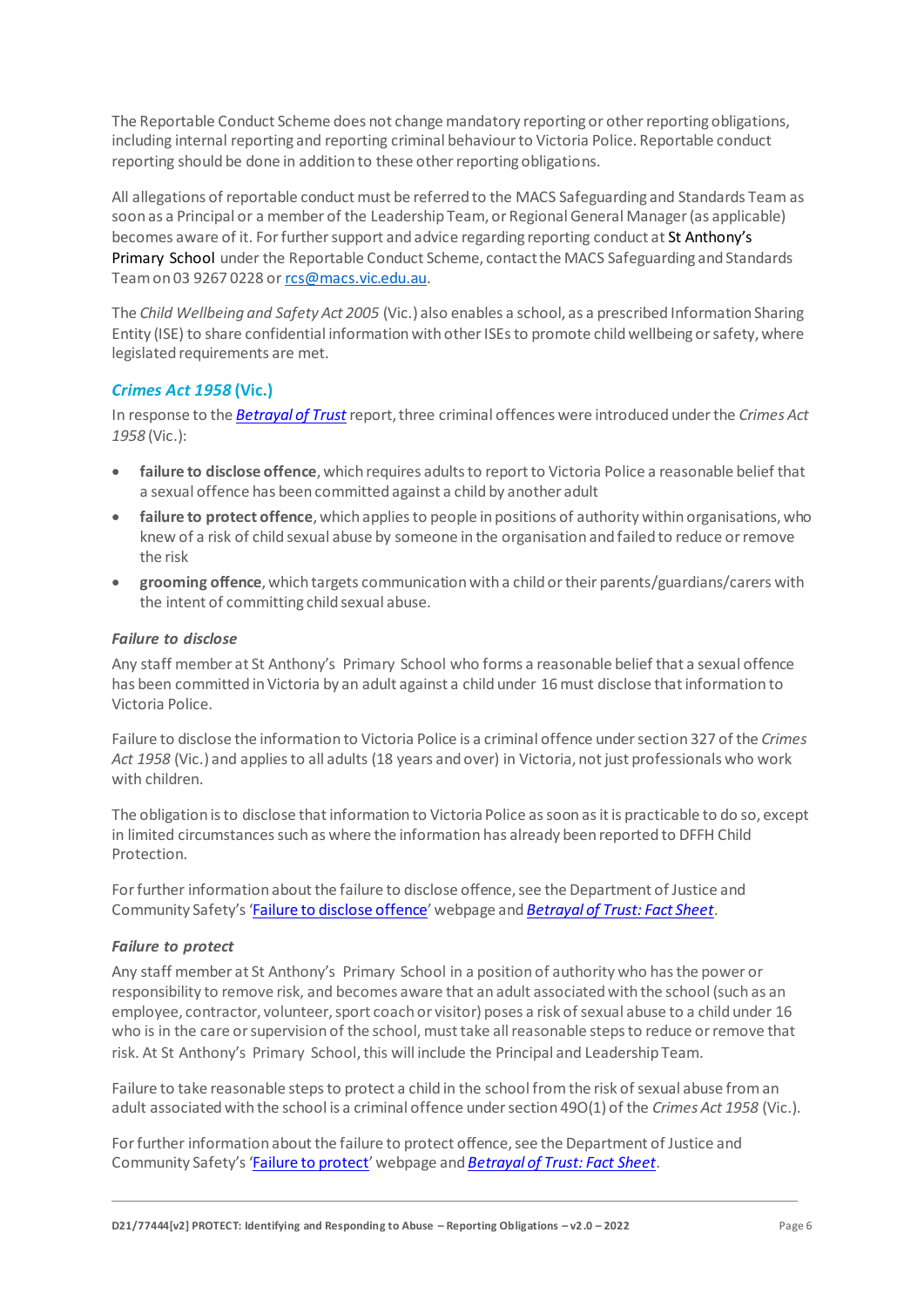The Reportable Conduct Scheme does not change mandatory reporting or other reporting obligations, including internal reporting and reporting criminal behaviour to Victoria Police. Reportable conduct reporting should be done in addition to these other reporting obligations.

All allegations of reportable conduct must be referred to the MACS Safeguarding and Standards Team as soon as a Principal or a member of the Leadership Team, or Regional General Manager (as applicable) becomes aware of it. For further support and advice regarding reporting conduct at St Anthony's Primary School under the Reportable Conduct Scheme, contact the MACS Safeguarding and Standards Team on 03 9267 0228 or [rcs@macs.vic.edu.au](mailto:rcs@macs.vic.edu.au).

The *Child Wellbeing and Safety Act 2005* (Vic.) also enables a school, as a prescribed Information Sharing Entity (ISE) to share confidential information with other ISEs to promote child wellbeing or safety, where legislated requirements are met.

### *Crimes Act 1958* (Vic.)

In response to the [*Betrayal of Trust*]() report, three criminal offences were introduced under the *Crimes Act 1958* (Vic.):

- **failure to disclose offence**, which requires adults to report to Victoria Police a reasonable belief that a sexual offence has been committed against a child by another adult
- **failure to protect offence**, which applies to people in positions of authority within organisations, who knew of a risk of child sexual abuse by someone in the organisation and failed to reduce or remove the risk
- **grooming offence**, which targets communication with a child or their parents/guardians/carers with the intent of committing child sexual abuse.

#### *Failure to disclose*

Any staff member at St Anthony's Primary School who forms a reasonable belief that a sexual offence has been committed in Victoria by an adult against a child under 16 must disclose that information to Victoria Police.

Failure to disclose the information to Victoria Police is a criminal offence under section 327 of the *Crimes Act 1958* (Vic.) and applies to all adults (18 years and over) in Victoria, not just professionals who work with children.

The obligation is to disclose that information to Victoria Police as soon as it is practicable to do so, except in limited circumstances such as where the information has already been reported to DFFH Child Protection.

For further information about the failure to disclose offence, see the Department of Justice and Community Safety's '[Failure to disclose offence]()' webpage and [*Betrayal of Trust: Fact Sheet*]().

#### *Failure to protect*

Any staff member at St Anthony's Primary School in a position of authority who has the power or responsibility to remove risk, and becomes aware that an adult associated with the school (such as an employee, contractor, volunteer, sport coach or visitor) poses a risk of sexual abuse to a child under 16 who is in the care or supervision of the school, must take all reasonable steps to reduce or remove that risk. At St Anthony's Primary School, this will include the Principal and Leadership Team.

Failure to take reasonable steps to protect a child in the school from the risk of sexual abuse from an adult associated with the school is a criminal offence under section 49O(1) of the *Crimes Act 1958* (Vic.).

For further information about the failure to protect offence, see the Department of Justice and Community Safety's '[Failure to protect]()' webpage and [*Betrayal of Trust: Fact Sheet*]().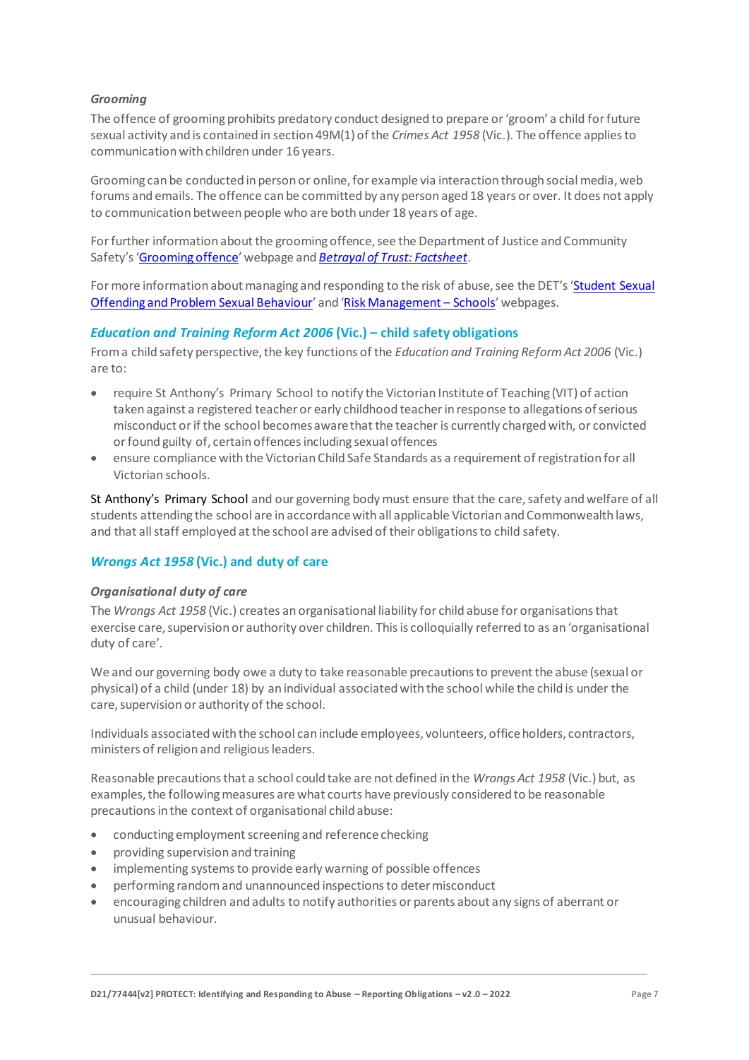#### *Grooming*

The offence of grooming prohibits predatory conduct designed to prepare or 'groom' a child for future sexual activity and is contained in section 49M(1) of the *Crimes Act 1958* (Vic.). The offence applies to communication with children under 16 years.

Grooming can be conducted in person or online, for example via interaction through social media, web forums and emails. The offence can be committed by any person aged 18 years or over. It does not apply to communication between people who are both under 18 years of age.

For further information about the grooming offence, see the Department of Justice and Community Safety's '[Grooming offence]' webpage and *[Betrayal of Trust: Factsheet]*.

For more information about managing and responding to the risk of abuse, see the DET's '[Student Sexual Offending and Problem Sexual Behaviour]' and '[Risk Management – Schools]' webpages.

### *Education and Training Reform Act 2006* (Vic.) – child safety obligations

From a child safety perspective, the key functions of the *Education and Training Reform Act 2006* (Vic.) are to:

- require St Anthony's Primary School to notify the Victorian Institute of Teaching (VIT) of action taken against a registered teacher or early childhood teacher in response to allegations of serious misconduct or if the school becomes aware that the teacher is currently charged with, or convicted or found guilty of, certain offences including sexual offences
- ensure compliance with the Victorian Child Safe Standards as a requirement of registration for all Victorian schools.

St Anthony's Primary School and our governing body must ensure that the care, safety and welfare of all students attending the school are in accordance with all applicable Victorian and Commonwealth laws, and that all staff employed at the school are advised of their obligations to child safety.

### *Wrongs Act 1958* (Vic.) and duty of care

#### *Organisational duty of care*

The *Wrongs Act 1958* (Vic.) creates an organisational liability for child abuse for organisations that exercise care, supervision or authority over children. This is colloquially referred to as an 'organisational duty of care'.

We and our governing body owe a duty to take reasonable precautions to prevent the abuse (sexual or physical) of a child (under 18) by an individual associated with the school while the child is under the care, supervision or authority of the school.

Individuals associated with the school can include employees, volunteers, office holders, contractors, ministers of religion and religious leaders.

Reasonable precautions that a school could take are not defined in the *Wrongs Act 1958* (Vic.) but, as examples, the following measures are what courts have previously considered to be reasonable precautions in the context of organisational child abuse:

- conducting employment screening and reference checking
- providing supervision and training
- implementing systems to provide early warning of possible offences
- performing random and unannounced inspections to deter misconduct
- encouraging children and adults to notify authorities or parents about any signs of aberrant or unusual behaviour.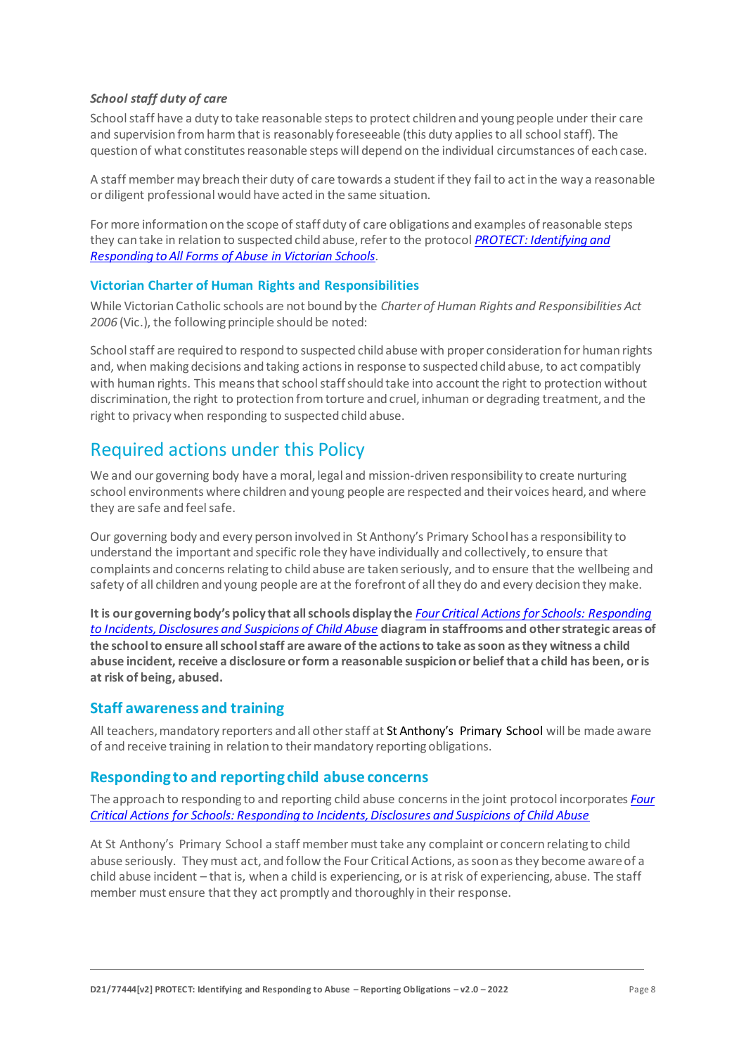*School staff duty of care*

School staff have a duty to take reasonable steps to protect children and young people under their care and supervision from harm that is reasonably foreseeable (this duty applies to all school staff). The question of what constitutes reasonable steps will depend on the individual circumstances of each case.

A staff member may breach their duty of care towards a student if they fail to act in the way a reasonable or diligent professional would have acted in the same situation.

For more information on the scope of staff duty of care obligations and examples of reasonable steps they can take in relation to suspected child abuse, refer to the protocol *PROTECT: Identifying and Responding to All Forms of Abuse in Victorian Schools*.

### Victorian Charter of Human Rights and Responsibilities

While Victorian Catholic schools are not bound by the *Charter of Human Rights and Responsibilities Act 2006* (Vic.), the following principle should be noted:

School staff are required to respond to suspected child abuse with proper consideration for human rights and, when making decisions and taking actions in response to suspected child abuse, to act compatibly with human rights. This means that school staff should take into account the right to protection without discrimination, the right to protection from torture and cruel, inhuman or degrading treatment, and the right to privacy when responding to suspected child abuse.

## Required actions under this Policy

We and our governing body have a moral, legal and mission-driven responsibility to create nurturing school environments where children and young people are respected and their voices heard, and where they are safe and feel safe.

Our governing body and every person involved in St Anthony's Primary School has a responsibility to understand the important and specific role they have individually and collectively, to ensure that complaints and concerns relating to child abuse are taken seriously, and to ensure that the wellbeing and safety of all children and young people are at the forefront of all they do and every decision they make.

**It is our governing body's policy that all schools display the *Four Critical Actions for Schools: Responding to Incidents, Disclosures and Suspicions of Child Abuse* diagram in staffrooms and other strategic areas of the school to ensure all school staff are aware of the actions to take as soon as they witness a child abuse incident, receive a disclosure or form a reasonable suspicion or belief that a child has been, or is at risk of being, abused.**

### Staff awareness and training

All teachers, mandatory reporters and all other staff at St Anthony's Primary School will be made aware of and receive training in relation to their mandatory reporting obligations.

### Responding to and reporting child abuse concerns

The approach to responding to and reporting child abuse concerns in the joint protocol incorporates *Four Critical Actions for Schools: Responding to Incidents, Disclosures and Suspicions of Child Abuse*

At St Anthony's Primary School a staff member must take any complaint or concern relating to child abuse seriously. They must act, and follow the Four Critical Actions, as soon as they become aware of a child abuse incident – that is, when a child is experiencing, or is at risk of experiencing, abuse. The staff member must ensure that they act promptly and thoroughly in their response.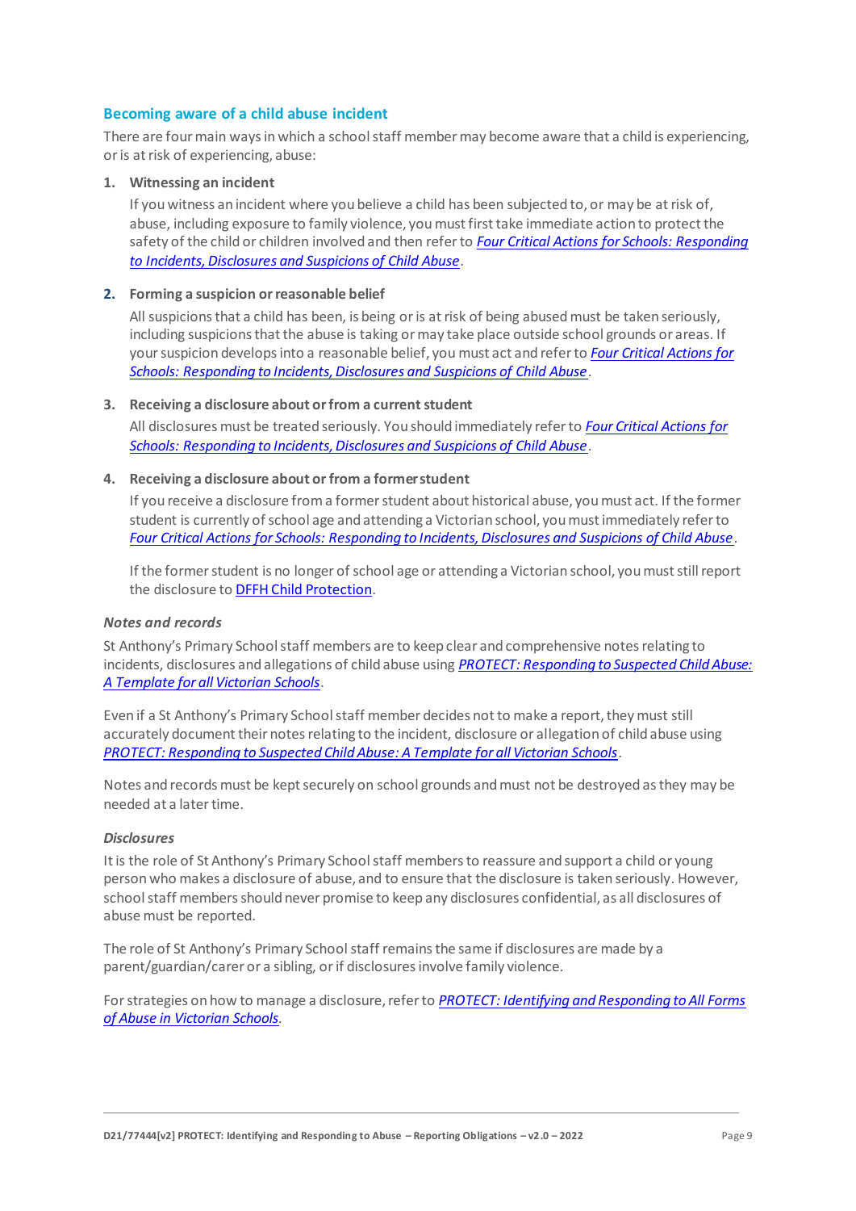## Becoming aware of a child abuse incident

There are four main ways in which a school staff member may become aware that a child is experiencing, or is at risk of experiencing, abuse:

1. **Witnessing an incident**

   If you witness an incident where you believe a child has been subjected to, or may be at risk of, abuse, including exposure to family violence, you must first take immediate action to protect the safety of the child or children involved and then refer to *Four Critical Actions for Schools: Responding to Incidents, Disclosures and Suspicions of Child Abuse*.

2. **Forming a suspicion or reasonable belief**

   All suspicions that a child has been, is being or is at risk of being abused must be taken seriously, including suspicions that the abuse is taking or may take place outside school grounds or areas. If your suspicion develops into a reasonable belief, you must act and refer to *Four Critical Actions for Schools: Responding to Incidents, Disclosures and Suspicions of Child Abuse*.

3. **Receiving a disclosure about or from a current student**

   All disclosures must be treated seriously. You should immediately refer to *Four Critical Actions for Schools: Responding to Incidents, Disclosures and Suspicions of Child Abuse*.

4. **Receiving a disclosure about or from a former student**

   If you receive a disclosure from a former student about historical abuse, you must act. If the former student is currently of school age and attending a Victorian school, you must immediately refer to *Four Critical Actions for Schools: Responding to Incidents, Disclosures and Suspicions of Child Abuse*.

   If the former student is no longer of school age or attending a Victorian school, you must still report the disclosure to DFFH Child Protection.

### *Notes and records*

St Anthony's Primary School staff members are to keep clear and comprehensive notes relating to incidents, disclosures and allegations of child abuse using *PROTECT: Responding to Suspected Child Abuse: A Template for all Victorian Schools*.

Even if a St Anthony's Primary School staff member decides not to make a report, they must still accurately document their notes relating to the incident, disclosure or allegation of child abuse using *PROTECT: Responding to Suspected Child Abuse: A Template for all Victorian Schools*.

Notes and records must be kept securely on school grounds and must not be destroyed as they may be needed at a later time.

### *Disclosures*

It is the role of St Anthony's Primary School staff members to reassure and support a child or young person who makes a disclosure of abuse, and to ensure that the disclosure is taken seriously. However, school staff members should never promise to keep any disclosures confidential, as all disclosures of abuse must be reported.

The role of St Anthony's Primary School staff remains the same if disclosures are made by a parent/guardian/carer or a sibling, or if disclosures involve family violence.

For strategies on how to manage a disclosure, refer to *PROTECT: Identifying and Responding to All Forms of Abuse in Victorian Schools*.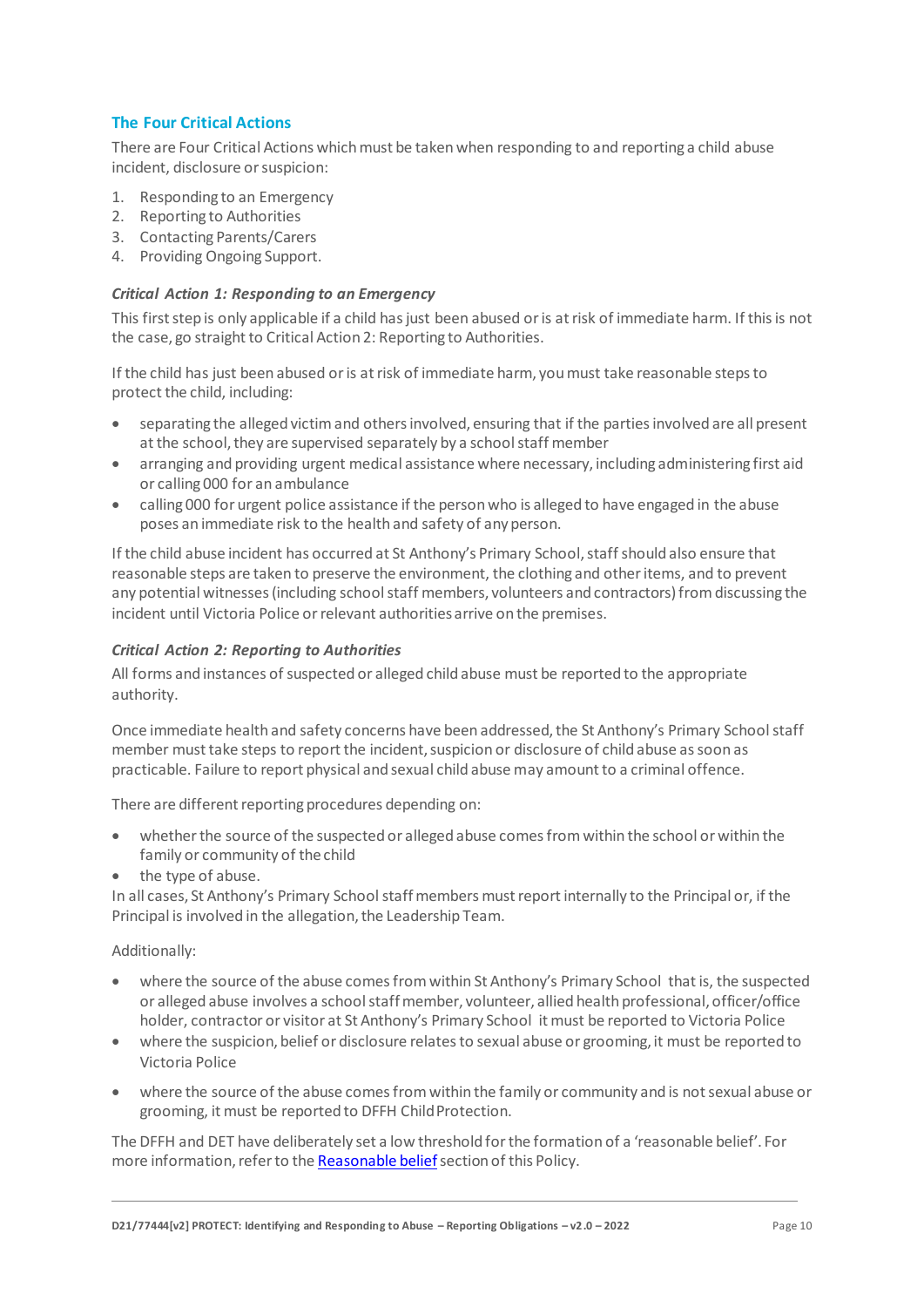## The Four Critical Actions

There are Four Critical Actions which must be taken when responding to and reporting a child abuse incident, disclosure or suspicion:

1. Responding to an Emergency
2. Reporting to Authorities
3. Contacting Parents/Carers
4. Providing Ongoing Support.

### *Critical Action 1: Responding to an Emergency*

This first step is only applicable if a child has just been abused or is at risk of immediate harm. If this is not the case, go straight to Critical Action 2: Reporting to Authorities.

If the child has just been abused or is at risk of immediate harm, you must take reasonable steps to protect the child, including:

- separating the alleged victim and others involved, ensuring that if the parties involved are all present at the school, they are supervised separately by a school staff member
- arranging and providing urgent medical assistance where necessary, including administering first aid or calling 000 for an ambulance
- calling 000 for urgent police assistance if the person who is alleged to have engaged in the abuse poses an immediate risk to the health and safety of any person.

If the child abuse incident has occurred at St Anthony's Primary School, staff should also ensure that reasonable steps are taken to preserve the environment, the clothing and other items, and to prevent any potential witnesses (including school staff members, volunteers and contractors) from discussing the incident until Victoria Police or relevant authorities arrive on the premises.

### *Critical Action 2: Reporting to Authorities*

All forms and instances of suspected or alleged child abuse must be reported to the appropriate authority.

Once immediate health and safety concerns have been addressed, the St Anthony's Primary School staff member must take steps to report the incident, suspicion or disclosure of child abuse as soon as practicable. Failure to report physical and sexual child abuse may amount to a criminal offence.

There are different reporting procedures depending on:

- whether the source of the suspected or alleged abuse comes from within the school or within the family or community of the child
- the type of abuse.

In all cases, St Anthony's Primary School staff members must report internally to the Principal or, if the Principal is involved in the allegation, the Leadership Team.

Additionally:

- where the source of the abuse comes from within St Anthony's Primary School that is, the suspected or alleged abuse involves a school staff member, volunteer, allied health professional, officer/office holder, contractor or visitor at St Anthony's Primary School it must be reported to Victoria Police
- where the suspicion, belief or disclosure relates to sexual abuse or grooming, it must be reported to Victoria Police
- where the source of the abuse comes from within the family or community and is not sexual abuse or grooming, it must be reported to DFFH Child Protection.

The DFFH and DET have deliberately set a low threshold for the formation of a 'reasonable belief'. For more information, refer to the [Reasonable belief](#) section of this Policy.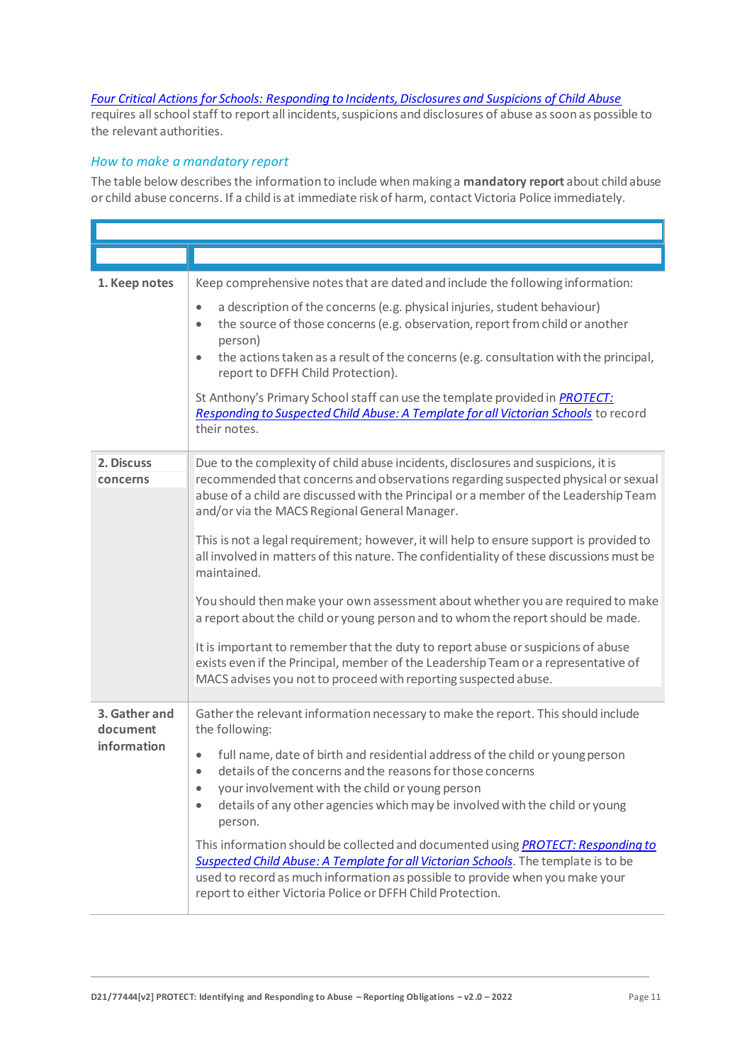Four Critical Actions for Schools: Responding to Incidents, Disclosures and Suspicions of Child Abuse requires all school staff to report all incidents, suspicions and disclosures of abuse as soon as possible to the relevant authorities.

### How to make a mandatory report

The table below describes the information to include when making a **mandatory report** about child abuse or child abuse concerns. If a child is at immediate risk of harm, contact Victoria Police immediately.

| | |
|---|---|
| **1. Keep notes** | Keep comprehensive notes that are dated and include the following information:<br>• a description of the concerns (e.g. physical injuries, student behaviour)<br>• the source of those concerns (e.g. observation, report from child or another person)<br>• the actions taken as a result of the concerns (e.g. consultation with the principal, report to DFFH Child Protection).<br><br>St Anthony's Primary School staff can use the template provided in PROTECT: Responding to Suspected Child Abuse: A Template for all Victorian Schools to record their notes. |
| **2. Discuss concerns** | Due to the complexity of child abuse incidents, disclosures and suspicions, it is recommended that concerns and observations regarding suspected physical or sexual abuse of a child are discussed with the Principal or a member of the Leadership Team and/or via the MACS Regional General Manager.<br><br>This is not a legal requirement; however, it will help to ensure support is provided to all involved in matters of this nature. The confidentiality of these discussions must be maintained.<br><br>You should then make your own assessment about whether you are required to make a report about the child or young person and to whom the report should be made.<br><br>It is important to remember that the duty to report abuse or suspicions of abuse exists even if the Principal, member of the Leadership Team or a representative of MACS advises you not to proceed with reporting suspected abuse. |
| **3. Gather and document information** | Gather the relevant information necessary to make the report. This should include the following:<br>• full name, date of birth and residential address of the child or young person<br>• details of the concerns and the reasons for those concerns<br>• your involvement with the child or young person<br>• details of any other agencies which may be involved with the child or young person.<br><br>This information should be collected and documented using PROTECT: Responding to Suspected Child Abuse: A Template for all Victorian Schools. The template is to be used to record as much information as possible to provide when you make your report to either Victoria Police or DFFH Child Protection. |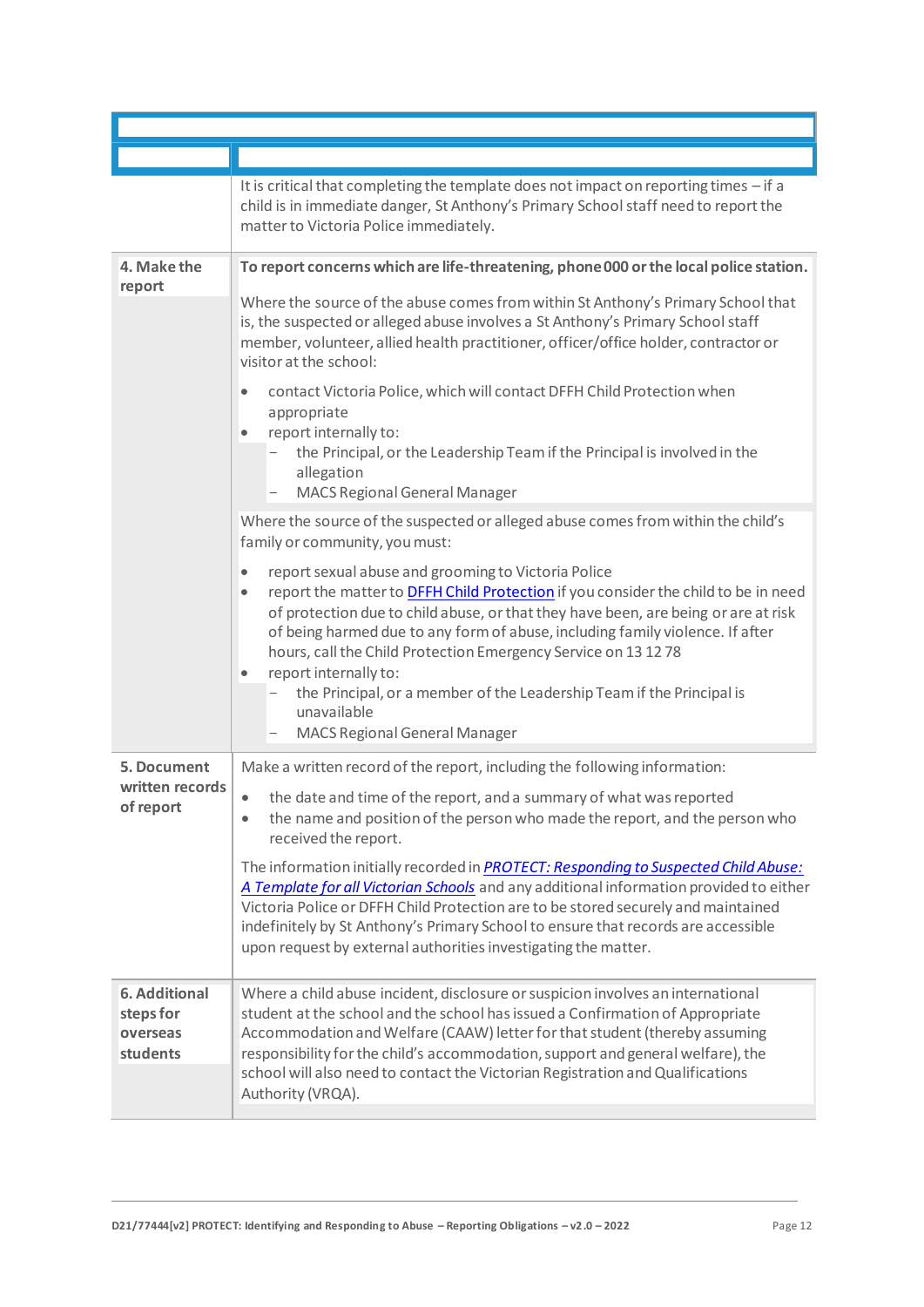| | |
|---|---|
| | It is critical that completing the template does not impact on reporting times – if a child is in immediate danger, St Anthony's Primary School staff need to report the matter to Victoria Police immediately. |
| **4. Make the report** | **To report concerns which are life-threatening, phone 000 or the local police station.**<br><br>Where the source of the abuse comes from within St Anthony's Primary School that is, the suspected or alleged abuse involves a St Anthony's Primary School staff member, volunteer, allied health practitioner, officer/office holder, contractor or visitor at the school:<br><br>• contact Victoria Police, which will contact DFFH Child Protection when appropriate<br>• report internally to:<br>&nbsp;&nbsp;– the Principal, or the Leadership Team if the Principal is involved in the allegation<br>&nbsp;&nbsp;– MACS Regional General Manager<br><br>Where the source of the suspected or alleged abuse comes from within the child's family or community, you must:<br><br>• report sexual abuse and grooming to Victoria Police<br>• report the matter to DFFH Child Protection if you consider the child to be in need of protection due to child abuse, or that they have been, are being or are at risk of being harmed due to any form of abuse, including family violence. If after hours, call the Child Protection Emergency Service on 13 12 78<br>• report internally to:<br>&nbsp;&nbsp;– the Principal, or a member of the Leadership Team if the Principal is unavailable<br>&nbsp;&nbsp;– MACS Regional General Manager |
| **5. Document written records of report** | Make a written record of the report, including the following information:<br><br>• the date and time of the report, and a summary of what was reported<br>• the name and position of the person who made the report, and the person who received the report.<br><br>The information initially recorded in *PROTECT: Responding to Suspected Child Abuse: A Template for all Victorian Schools* and any additional information provided to either Victoria Police or DFFH Child Protection are to be stored securely and maintained indefinitely by St Anthony's Primary School to ensure that records are accessible upon request by external authorities investigating the matter. |
| **6. Additional steps for overseas students** | Where a child abuse incident, disclosure or suspicion involves an international student at the school and the school has issued a Confirmation of Appropriate Accommodation and Welfare (CAAW) letter for that student (thereby assuming responsibility for the child's accommodation, support and general welfare), the school will also need to contact the Victorian Registration and Qualifications Authority (VRQA). |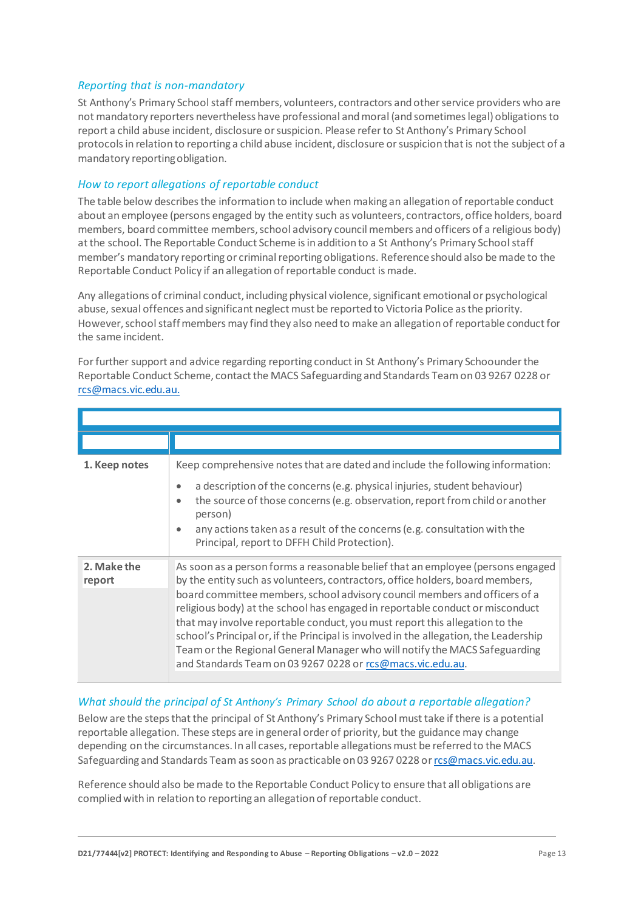### *Reporting that is non-mandatory*

St Anthony's Primary School staff members, volunteers, contractors and other service providers who are not mandatory reporters nevertheless have professional and moral (and sometimes legal) obligations to report a child abuse incident, disclosure or suspicion. Please refer to St Anthony's Primary School protocols in relation to reporting a child abuse incident, disclosure or suspicion that is not the subject of a mandatory reporting obligation.

### *How to report allegations of reportable conduct*

The table below describes the information to include when making an allegation of reportable conduct about an employee (persons engaged by the entity such as volunteers, contractors, office holders, board members, board committee members, school advisory council members and officers of a religious body) at the school. The Reportable Conduct Scheme is in addition to a St Anthony's Primary School staff member's mandatory reporting or criminal reporting obligations. Reference should also be made to the Reportable Conduct Policy if an allegation of reportable conduct is made.

Any allegations of criminal conduct, including physical violence, significant emotional or psychological abuse, sexual offences and significant neglect must be reported to Victoria Police as the priority. However, school staff members may find they also need to make an allegation of reportable conduct for the same incident.

For further support and advice regarding reporting conduct in St Anthony's Primary Schoounder the Reportable Conduct Scheme, contact the MACS Safeguarding and Standards Team on 03 9267 0228 or rcs@macs.vic.edu.au.

| | |
|---|---|
| **1. Keep notes** | Keep comprehensive notes that are dated and include the following information:<br>• a description of the concerns (e.g. physical injuries, student behaviour)<br>• the source of those concerns (e.g. observation, report from child or another person)<br>• any actions taken as a result of the concerns (e.g. consultation with the Principal, report to DFFH Child Protection). |
| **2. Make the report** | As soon as a person forms a reasonable belief that an employee (persons engaged by the entity such as volunteers, contractors, office holders, board members, board committee members, school advisory council members and officers of a religious body) at the school has engaged in reportable conduct or misconduct that may involve reportable conduct, you must report this allegation to the school's Principal or, if the Principal is involved in the allegation, the Leadership Team or the Regional General Manager who will notify the MACS Safeguarding and Standards Team on 03 9267 0228 or rcs@macs.vic.edu.au. |

### *What should the principal of St Anthony's Primary School do about a reportable allegation?*

Below are the steps that the principal of St Anthony's Primary School must take if there is a potential reportable allegation. These steps are in general order of priority, but the guidance may change depending on the circumstances. In all cases, reportable allegations must be referred to the MACS Safeguarding and Standards Team as soon as practicable on 03 9267 0228 or rcs@macs.vic.edu.au.

Reference should also be made to the Reportable Conduct Policy to ensure that all obligations are complied with in relation to reporting an allegation of reportable conduct.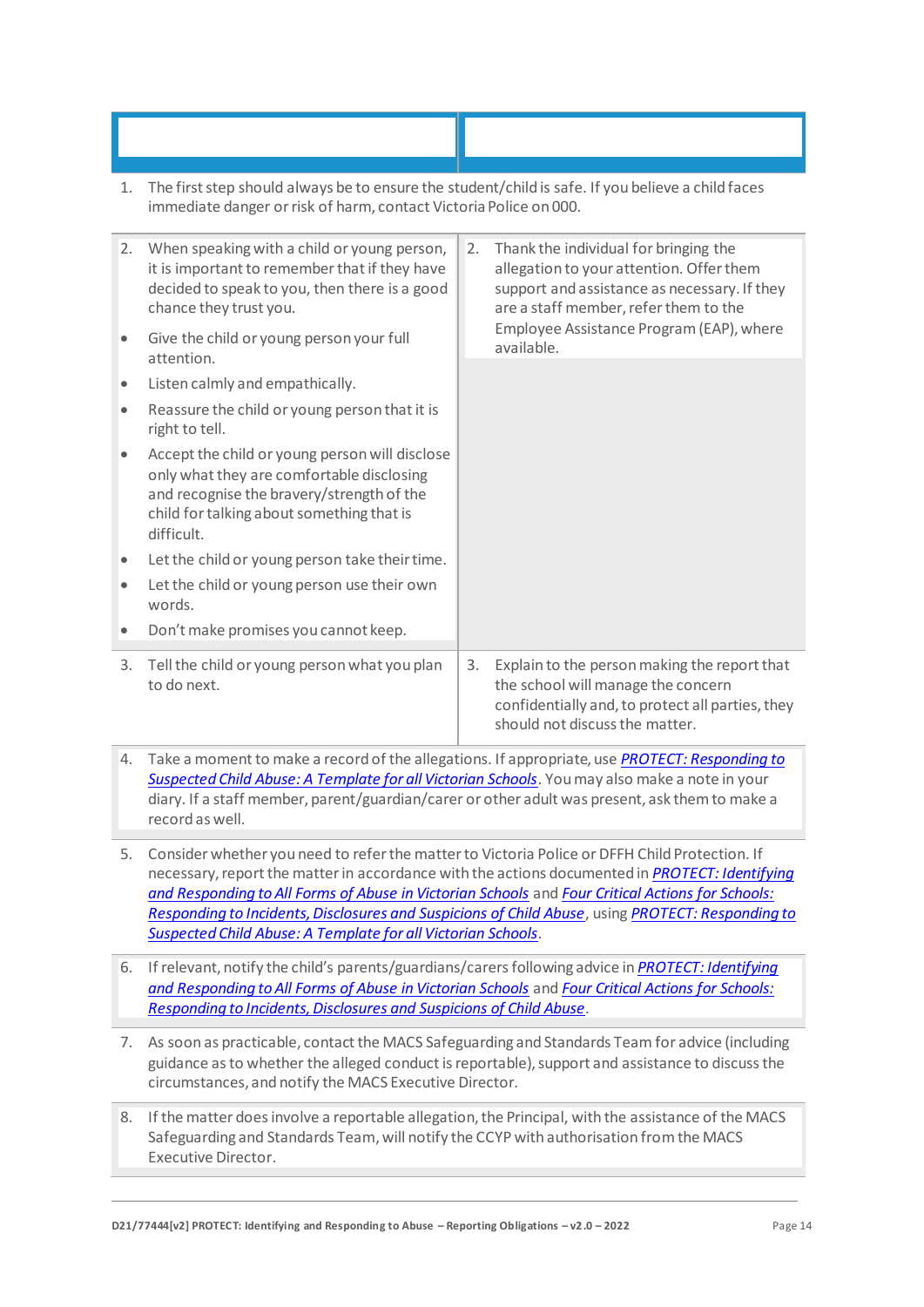| | |
|---|---|
| 1. The first step should always be to ensure the student/child is safe. If you believe a child faces immediate danger or risk of harm, contact Victoria Police on 000. | |
| 2. When speaking with a child or young person, it is important to remember that if they have decided to speak to you, then there is a good chance they trust you.<br>• Give the child or young person your full attention.<br>• Listen calmly and empathically.<br>• Reassure the child or young person that it is right to tell.<br>• Accept the child or young person will disclose only what they are comfortable disclosing and recognise the bravery/strength of the child for talking about something that is difficult.<br>• Let the child or young person take their time.<br>• Let the child or young person use their own words.<br>• Don't make promises you cannot keep. | 2. Thank the individual for bringing the allegation to your attention. Offer them support and assistance as necessary. If they are a staff member, refer them to the Employee Assistance Program (EAP), where available. |
| 3. Tell the child or young person what you plan to do next. | 3. Explain to the person making the report that the school will manage the concern confidentially and, to protect all parties, they should not discuss the matter. |
| 4. Take a moment to make a record of the allegations. If appropriate, use *PROTECT: Responding to Suspected Child Abuse: A Template for all Victorian Schools*. You may also make a note in your diary. If a staff member, parent/guardian/carer or other adult was present, ask them to make a record as well. | |
| 5. Consider whether you need to refer the matter to Victoria Police or DFFH Child Protection. If necessary, report the matter in accordance with the actions documented in *PROTECT: Identifying and Responding to All Forms of Abuse in Victorian Schools* and *Four Critical Actions for Schools: Responding to Incidents, Disclosures and Suspicions of Child Abuse*, using *PROTECT: Responding to Suspected Child Abuse: A Template for all Victorian Schools*. | |
| 6. If relevant, notify the child's parents/guardians/carers following advice in *PROTECT: Identifying and Responding to All Forms of Abuse in Victorian Schools* and *Four Critical Actions for Schools: Responding to Incidents, Disclosures and Suspicions of Child Abuse*. | |
| 7. As soon as practicable, contact the MACS Safeguarding and Standards Team for advice (including guidance as to whether the alleged conduct is reportable), support and assistance to discuss the circumstances, and notify the MACS Executive Director. | |
| 8. If the matter does involve a reportable allegation, the Principal, with the assistance of the MACS Safeguarding and Standards Team, will notify the CCYP with authorisation from the MACS Executive Director. | |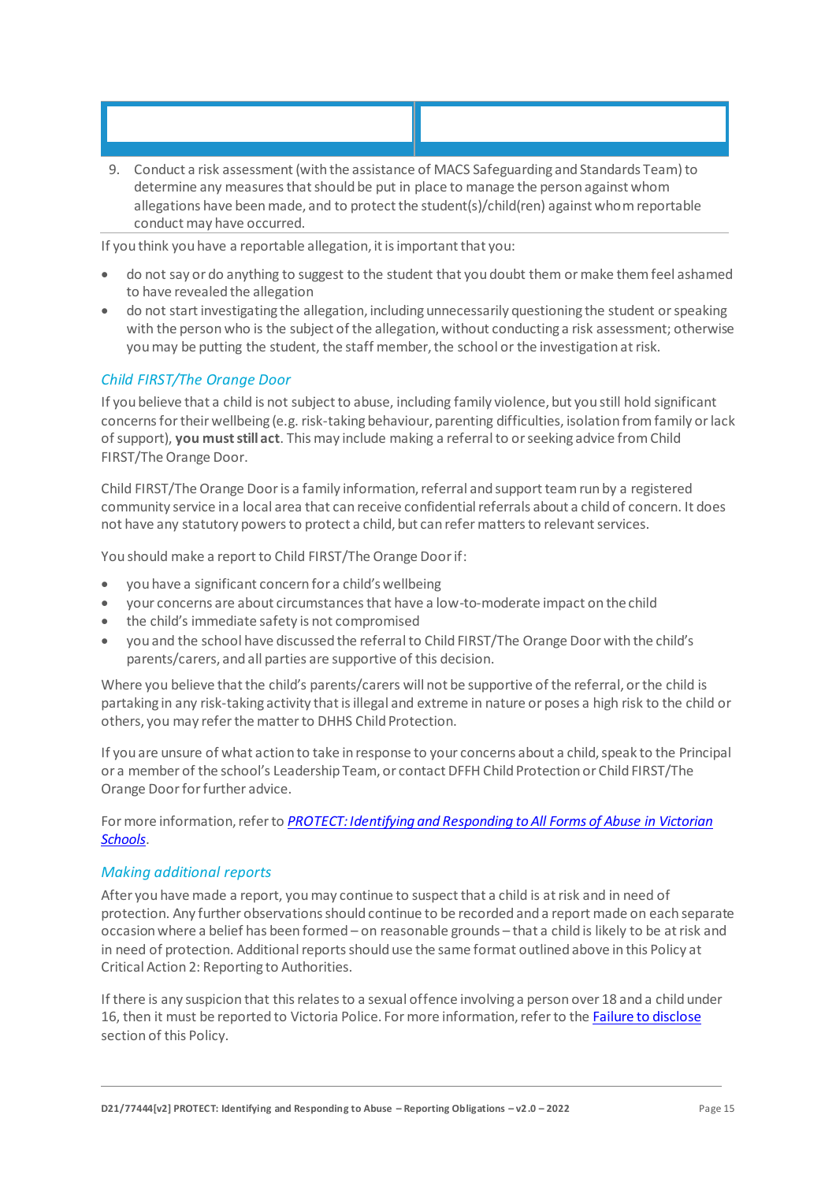| | |
|---|---|
| | |

9. Conduct a risk assessment (with the assistance of MACS Safeguarding and Standards Team) to determine any measures that should be put in place to manage the person against whom allegations have been made, and to protect the student(s)/child(ren) against whom reportable conduct may have occurred.

If you think you have a reportable allegation, it is important that you:

- do not say or do anything to suggest to the student that you doubt them or make them feel ashamed to have revealed the allegation
- do not start investigating the allegation, including unnecessarily questioning the student or speaking with the person who is the subject of the allegation, without conducting a risk assessment; otherwise you may be putting the student, the staff member, the school or the investigation at risk.

### *Child FIRST/The Orange Door*

If you believe that a child is not subject to abuse, including family violence, but you still hold significant concerns for their wellbeing (e.g. risk-taking behaviour, parenting difficulties, isolation from family or lack of support), **you must still act**. This may include making a referral to or seeking advice from Child FIRST/The Orange Door.

Child FIRST/The Orange Door is a family information, referral and support team run by a registered community service in a local area that can receive confidential referrals about a child of concern. It does not have any statutory powers to protect a child, but can refer matters to relevant services.

You should make a report to Child FIRST/The Orange Door if:

- you have a significant concern for a child's wellbeing
- your concerns are about circumstances that have a low-to-moderate impact on the child
- the child's immediate safety is not compromised
- you and the school have discussed the referral to Child FIRST/The Orange Door with the child's parents/carers, and all parties are supportive of this decision.

Where you believe that the child's parents/carers will not be supportive of the referral, or the child is partaking in any risk-taking activity that is illegal and extreme in nature or poses a high risk to the child or others, you may refer the matter to DHHS Child Protection.

If you are unsure of what action to take in response to your concerns about a child, speak to the Principal or a member of the school's Leadership Team, or contact DFFH Child Protection or Child FIRST/The Orange Door for further advice.

For more information, refer to *PROTECT: Identifying and Responding to All Forms of Abuse in Victorian Schools*.

### *Making additional reports*

After you have made a report, you may continue to suspect that a child is at risk and in need of protection. Any further observations should continue to be recorded and a report made on each separate occasion where a belief has been formed – on reasonable grounds – that a child is likely to be at risk and in need of protection. Additional reports should use the same format outlined above in this Policy at Critical Action 2: Reporting to Authorities.

If there is any suspicion that this relates to a sexual offence involving a person over 18 and a child under 16, then it must be reported to Victoria Police. For more information, refer to the Failure to disclose section of this Policy.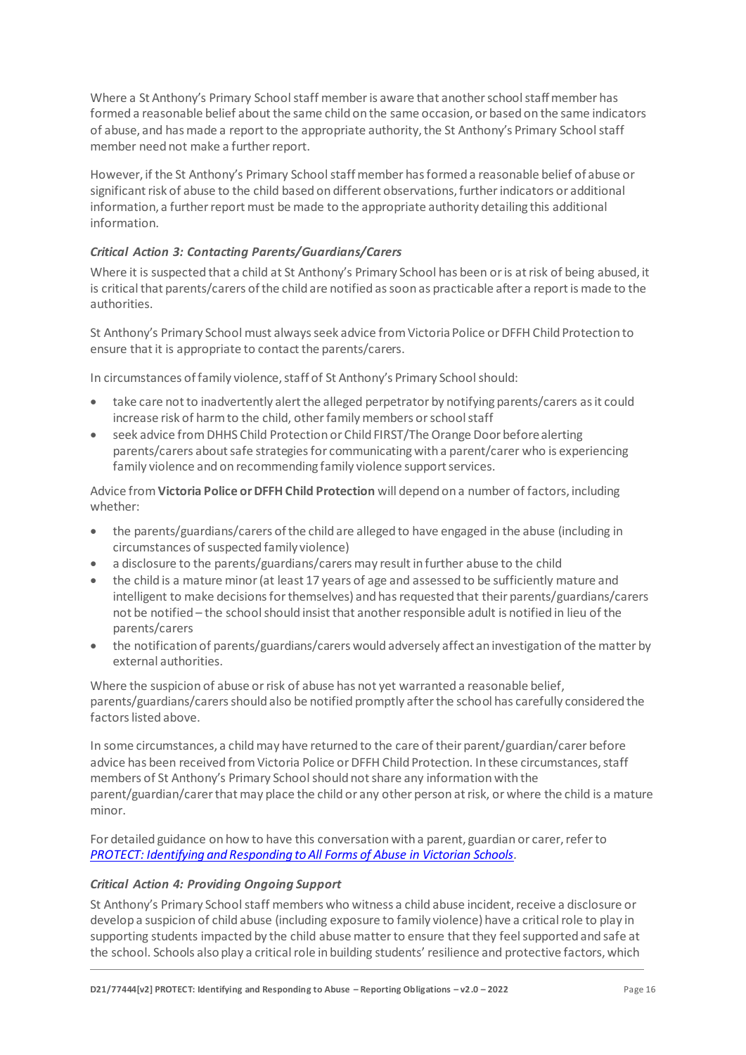Where a St Anthony's Primary School staff member is aware that another school staff member has formed a reasonable belief about the same child on the same occasion, or based on the same indicators of abuse, and has made a report to the appropriate authority, the St Anthony's Primary School staff member need not make a further report.

However, if the St Anthony's Primary School staff member has formed a reasonable belief of abuse or significant risk of abuse to the child based on different observations, further indicators or additional information, a further report must be made to the appropriate authority detailing this additional information.

#### *Critical Action 3: Contacting Parents/Guardians/Carers*

Where it is suspected that a child at St Anthony's Primary School has been or is at risk of being abused, it is critical that parents/carers of the child are notified as soon as practicable after a report is made to the authorities.

St Anthony's Primary School must always seek advice from Victoria Police or DFFH Child Protection to ensure that it is appropriate to contact the parents/carers.

In circumstances of family violence, staff of St Anthony's Primary School should:

- take care not to inadvertently alert the alleged perpetrator by notifying parents/carers as it could increase risk of harm to the child, other family members or school staff
- seek advice from DHHS Child Protection or Child FIRST/The Orange Door before alerting parents/carers about safe strategies for communicating with a parent/carer who is experiencing family violence and on recommending family violence support services.

Advice from **Victoria Police or DFFH Child Protection** will depend on a number of factors, including whether:

- the parents/guardians/carers of the child are alleged to have engaged in the abuse (including in circumstances of suspected family violence)
- a disclosure to the parents/guardians/carers may result in further abuse to the child
- the child is a mature minor (at least 17 years of age and assessed to be sufficiently mature and intelligent to make decisions for themselves) and has requested that their parents/guardians/carers not be notified – the school should insist that another responsible adult is notified in lieu of the parents/carers
- the notification of parents/guardians/carers would adversely affect an investigation of the matter by external authorities.

Where the suspicion of abuse or risk of abuse has not yet warranted a reasonable belief, parents/guardians/carers should also be notified promptly after the school has carefully considered the factors listed above.

In some circumstances, a child may have returned to the care of their parent/guardian/carer before advice has been received from Victoria Police or DFFH Child Protection. In these circumstances, staff members of St Anthony's Primary School should not share any information with the parent/guardian/carer that may place the child or any other person at risk, or where the child is a mature minor.

For detailed guidance on how to have this conversation with a parent, guardian or carer, refer to *PROTECT: Identifying and Responding to All Forms of Abuse in Victorian Schools*.

#### *Critical Action 4: Providing Ongoing Support*

St Anthony's Primary School staff members who witness a child abuse incident, receive a disclosure or develop a suspicion of child abuse (including exposure to family violence) have a critical role to play in supporting students impacted by the child abuse matter to ensure that they feel supported and safe at the school. Schools also play a critical role in building students' resilience and protective factors, which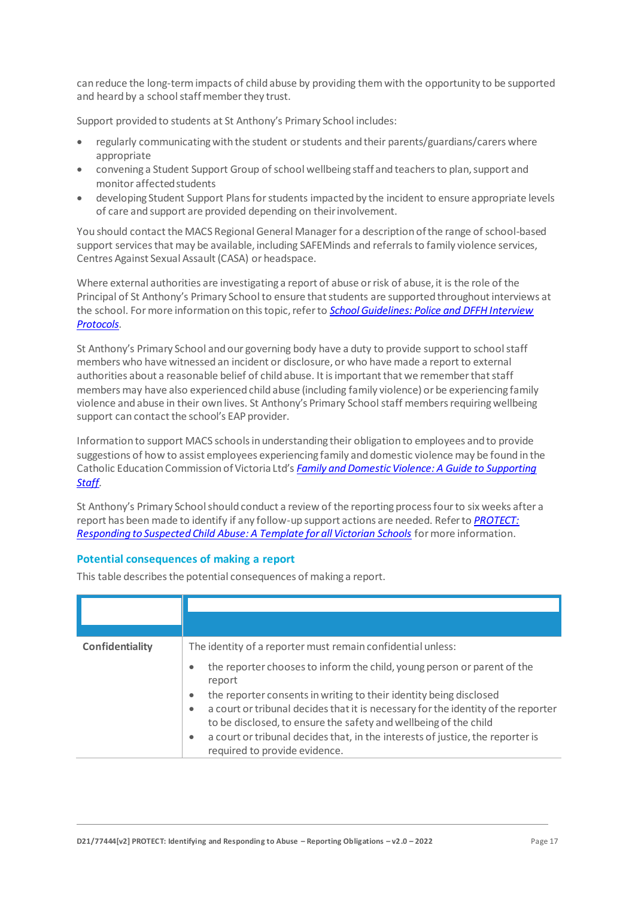can reduce the long-term impacts of child abuse by providing them with the opportunity to be supported and heard by a school staff member they trust.

Support provided to students at St Anthony's Primary School includes:

- regularly communicating with the student or students and their parents/guardians/carers where appropriate
- convening a Student Support Group of school wellbeing staff and teachers to plan, support and monitor affected students
- developing Student Support Plans for students impacted by the incident to ensure appropriate levels of care and support are provided depending on their involvement.

You should contact the MACS Regional General Manager for a description of the range of school-based support services that may be available, including SAFEMinds and referrals to family violence services, Centres Against Sexual Assault (CASA) or headspace.

Where external authorities are investigating a report of abuse or risk of abuse, it is the role of the Principal of St Anthony's Primary School to ensure that students are supported throughout interviews at the school. For more information on this topic, refer to *School Guidelines: Police and DFFH Interview Protocols*.

St Anthony's Primary School and our governing body have a duty to provide support to school staff members who have witnessed an incident or disclosure, or who have made a report to external authorities about a reasonable belief of child abuse. It is important that we remember that staff members may have also experienced child abuse (including family violence) or be experiencing family violence and abuse in their own lives. St Anthony's Primary School staff members requiring wellbeing support can contact the school's EAP provider.

Information to support MACS schools in understanding their obligation to employees and to provide suggestions of how to assist employees experiencing family and domestic violence may be found in the Catholic Education Commission of Victoria Ltd's *Family and Domestic Violence: A Guide to Supporting Staff*.

St Anthony's Primary School should conduct a review of the reporting process four to six weeks after a report has been made to identify if any follow-up support actions are needed. Refer to *PROTECT: Responding to Suspected Child Abuse: A Template for all Victorian Schools* for more information.

## Potential consequences of making a report

This table describes the potential consequences of making a report.

| | |
|---|---|
| **Confidentiality** | The identity of a reporter must remain confidential unless:<br>• the reporter chooses to inform the child, young person or parent of the report<br>• the reporter consents in writing to their identity being disclosed<br>• a court or tribunal decides that it is necessary for the identity of the reporter to be disclosed, to ensure the safety and wellbeing of the child<br>• a court or tribunal decides that, in the interests of justice, the reporter is required to provide evidence. |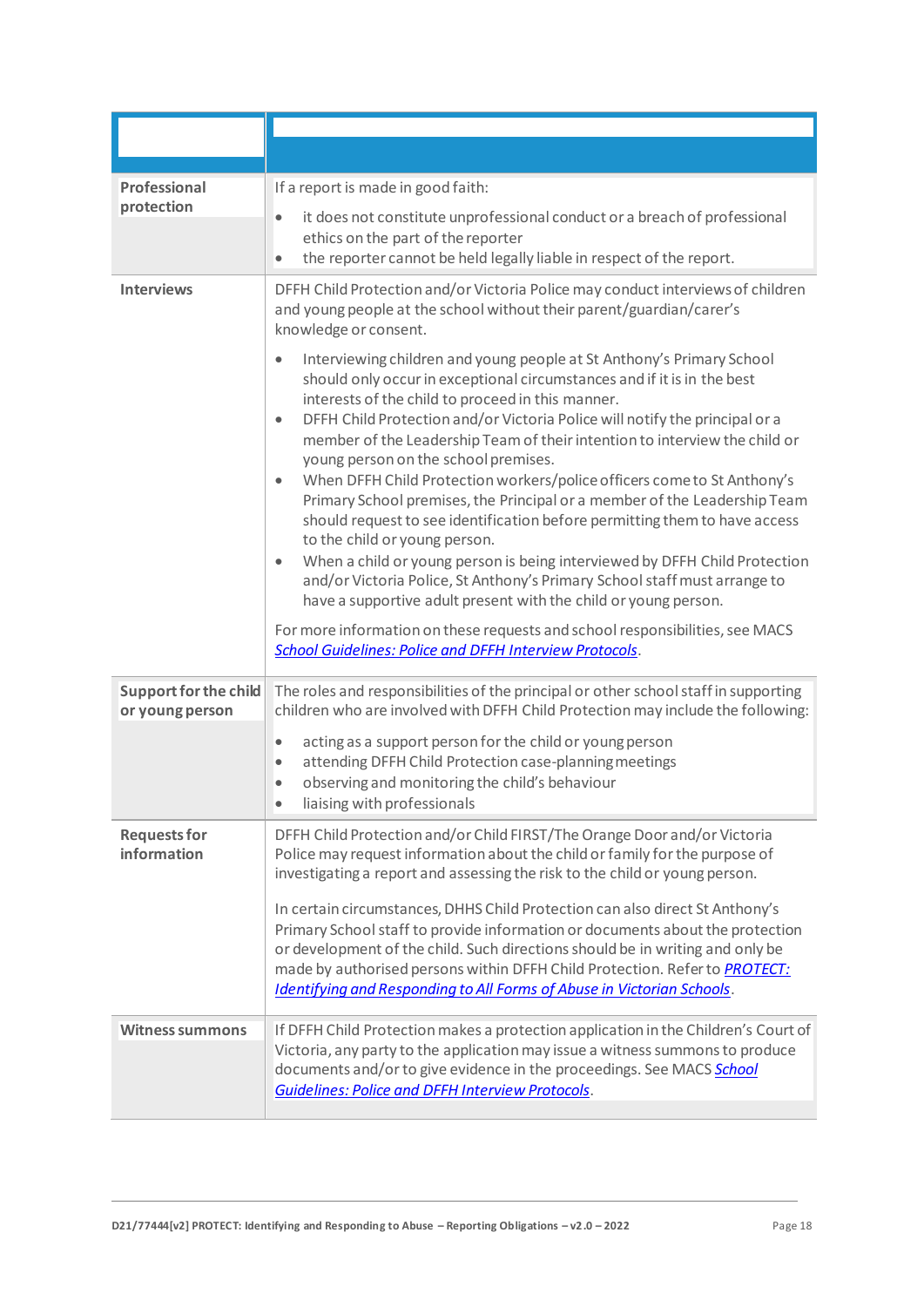| | |
|---|---|
| **Professional protection** | If a report is made in good faith:<br>• it does not constitute unprofessional conduct or a breach of professional ethics on the part of the reporter<br>• the reporter cannot be held legally liable in respect of the report. |
| **Interviews** | DFFH Child Protection and/or Victoria Police may conduct interviews of children and young people at the school without their parent/guardian/carer's knowledge or consent.<br>• Interviewing children and young people at St Anthony's Primary School should only occur in exceptional circumstances and if it is in the best interests of the child to proceed in this manner.<br>• DFFH Child Protection and/or Victoria Police will notify the principal or a member of the Leadership Team of their intention to interview the child or young person on the school premises.<br>• When DFFH Child Protection workers/police officers come to St Anthony's Primary School premises, the Principal or a member of the Leadership Team should request to see identification before permitting them to have access to the child or young person.<br>• When a child or young person is being interviewed by DFFH Child Protection and/or Victoria Police, St Anthony's Primary School staff must arrange to have a supportive adult present with the child or young person.<br><br>For more information on these requests and school responsibilities, see MACS *School Guidelines: Police and DFFH Interview Protocols*. |
| **Support for the child or young person** | The roles and responsibilities of the principal or other school staff in supporting children who are involved with DFFH Child Protection may include the following:<br>• acting as a support person for the child or young person<br>• attending DFFH Child Protection case-planning meetings<br>• observing and monitoring the child's behaviour<br>• liaising with professionals |
| **Requests for information** | DFFH Child Protection and/or Child FIRST/The Orange Door and/or Victoria Police may request information about the child or family for the purpose of investigating a report and assessing the risk to the child or young person.<br><br>In certain circumstances, DHHS Child Protection can also direct St Anthony's Primary School staff to provide information or documents about the protection or development of the child. Such directions should be in writing and only be made by authorised persons within DFFH Child Protection. Refer to *PROTECT: Identifying and Responding to All Forms of Abuse in Victorian Schools*. |
| **Witness summons** | If DFFH Child Protection makes a protection application in the Children's Court of Victoria, any party to the application may issue a witness summons to produce documents and/or to give evidence in the proceedings. See MACS *School Guidelines: Police and DFFH Interview Protocols*. |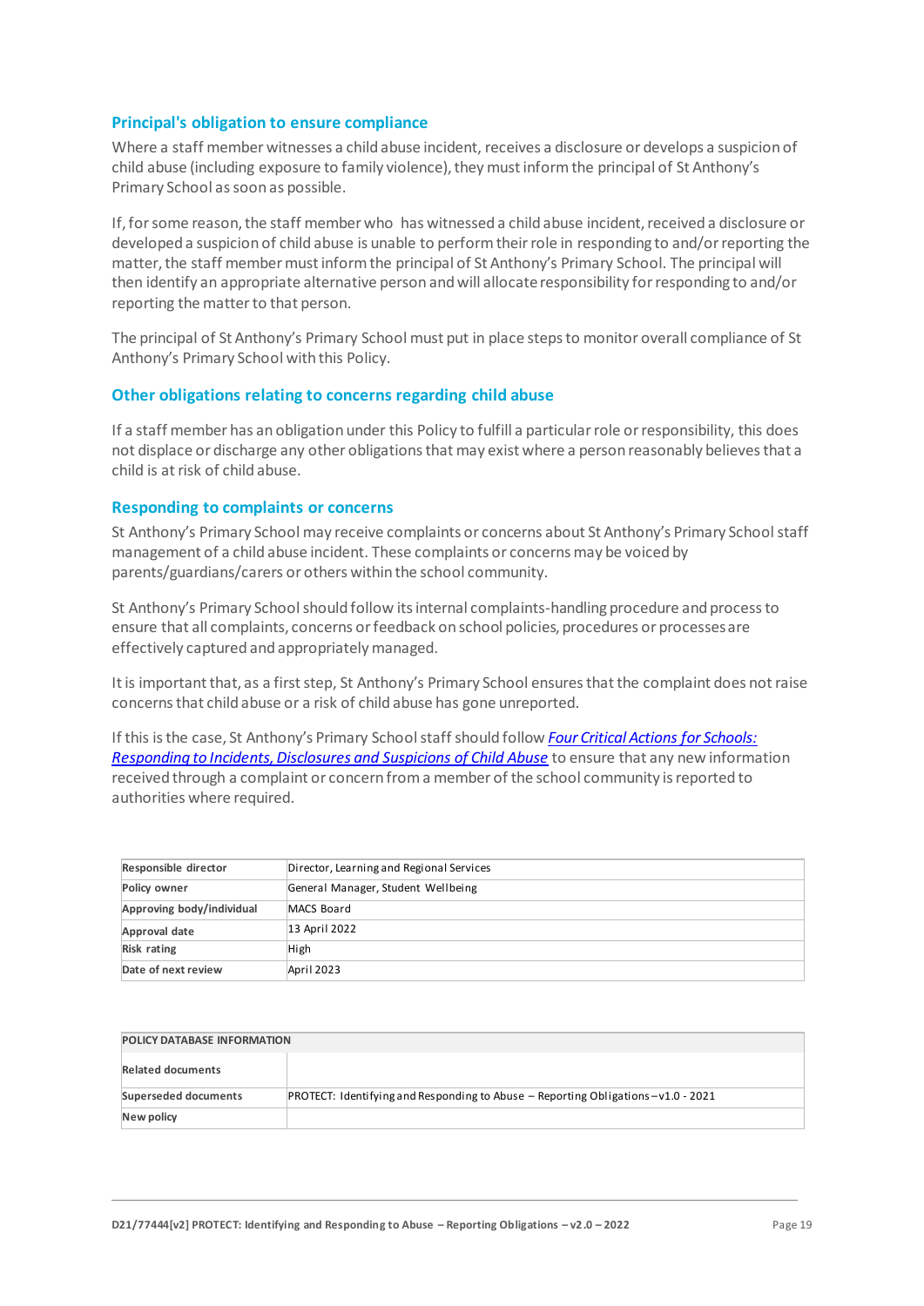### Principal's obligation to ensure compliance

Where a staff member witnesses a child abuse incident, receives a disclosure or develops a suspicion of child abuse (including exposure to family violence), they must inform the principal of St Anthony's Primary School as soon as possible.

If, for some reason, the staff member who has witnessed a child abuse incident, received a disclosure or developed a suspicion of child abuse is unable to perform their role in responding to and/or reporting the matter, the staff member must inform the principal of St Anthony's Primary School. The principal will then identify an appropriate alternative person and will allocate responsibility for responding to and/or reporting the matter to that person.

The principal of St Anthony's Primary School must put in place steps to monitor overall compliance of St Anthony's Primary School with this Policy.

### Other obligations relating to concerns regarding child abuse

If a staff member has an obligation under this Policy to fulfill a particular role or responsibility, this does not displace or discharge any other obligations that may exist where a person reasonably believes that a child is at risk of child abuse.

### Responding to complaints or concerns

St Anthony's Primary School may receive complaints or concerns about St Anthony's Primary School staff management of a child abuse incident. These complaints or concerns may be voiced by parents/guardians/carers or others within the school community.

St Anthony's Primary School should follow its internal complaints-handling procedure and process to ensure that all complaints, concerns or feedback on school policies, procedures or processes are effectively captured and appropriately managed.

It is important that, as a first step, St Anthony's Primary School ensures that the complaint does not raise concerns that child abuse or a risk of child abuse has gone unreported.

If this is the case, St Anthony's Primary School staff should follow *Four Critical Actions for Schools: Responding to Incidents, Disclosures and Suspicions of Child Abuse* to ensure that any new information received through a complaint or concern from a member of the school community is reported to authorities where required.

| | |
|---|---|
| **Responsible director** | Director, Learning and Regional Services |
| **Policy owner** | General Manager, Student Wellbeing |
| **Approving body/individual** | MACS Board |
| **Approval date** | 13 April 2022 |
| **Risk rating** | High |
| **Date of next review** | April 2023 |

| **POLICY DATABASE INFORMATION** | |
|---|---|
| **Related documents** | |
| **Superseded documents** | PROTECT: Identifying and Responding to Abuse – Reporting Obligations – v1.0 - 2021 |
| **New policy** | |